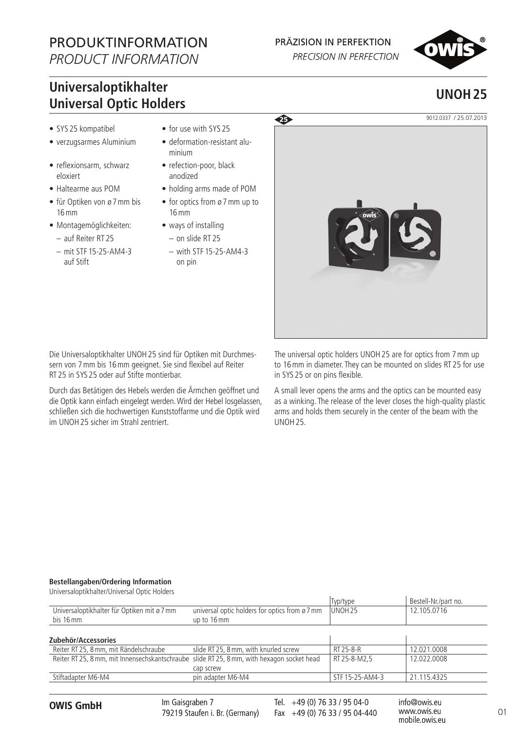# PRODUKTINFORMATION
*PRODUCT INFORMATION*

PRÄZISION IN PERFEKTION
*PRECISION IN PERFECTION*

## Universaloptikhalter
## Universal Optic Holders

## UNOH 25

9012.0337 / 25.07.2013

- SYS 25 kompatibel
- verzugsarmes Aluminium
- reflexionsarm, schwarz eloxiert
- Haltearme aus POM
- für Optiken von ø 7 mm bis 16 mm
- Montagemöglichkeiten:
  - auf Reiter RT 25
  - mit STF 15-25-AM4-3 auf Stift

- for use with SYS 25
- deformation-resistant aluminium
- refection-poor, black anodized
- holding arms made of POM
- for optics from ø 7 mm up to 16 mm
- ways of installing
  - on slide RT 25
  - with STF 15-25-AM4-3 on pin

Die Universaloptikhalter UNOH 25 sind für Optiken mit Durchmessern von 7 mm bis 16 mm geeignet. Sie sind flexibel auf Reiter RT 25 in SYS 25 oder auf Stifte montierbar.

Durch das Betätigen des Hebels werden die Ärmchen geöffnet und die Optik kann einfach eingelegt werden. Wird der Hebel losgelassen, schließen sich die hochwertigen Kunststoffarme und die Optik wird im UNOH 25 sicher im Strahl zentriert.

The universal optic holders UNOH 25 are for optics from 7 mm up to 16 mm in diameter. They can be mounted on slides RT 25 for use in SYS 25 or on pins flexible.

A small lever opens the arms and the optics can be mounted easy as a winking. The release of the lever closes the high-quality plastic arms and holds them securely in the center of the beam with the UNOH 25.

**Bestellangaben/Ordering Information**

Universaloptikhalter/Universal Optic Holders

| | | Typ/type | Bestell-Nr./part no. |
|---|---|---|---|
| Universaloptikhalter für Optiken mit ø 7 mm bis 16 mm | universal optic holders for optics from ø 7 mm up to 16 mm | UNOH 25 | 12.105.0716 |
| **Zubehör/Accessories** | | | |
| Reiter RT 25, 8 mm, mit Rändelschraube | slide RT 25, 8 mm, with knurled screw | RT 25-8-R | 12.021.0008 |
| Reiter RT 25, 8 mm, mit Innensechskantschraube | slide RT 25, 8 mm, with hexagon socket head cap screw | RT 25-8-M2,5 | 12.022.0008 |
| Stiftadapter M6-M4 | pin adapter M6-M4 | STF 15-25-AM4-3 | 21.115.4325 |

**OWIS GmbH** Im Gaisgraben 7, 79219 Staufen i. Br. (Germany) Tel. +49 (0) 76 33 / 95 04-0 Fax +49 (0) 76 33 / 95 04-440 info@owis.eu www.owis.eu mobile.owis.eu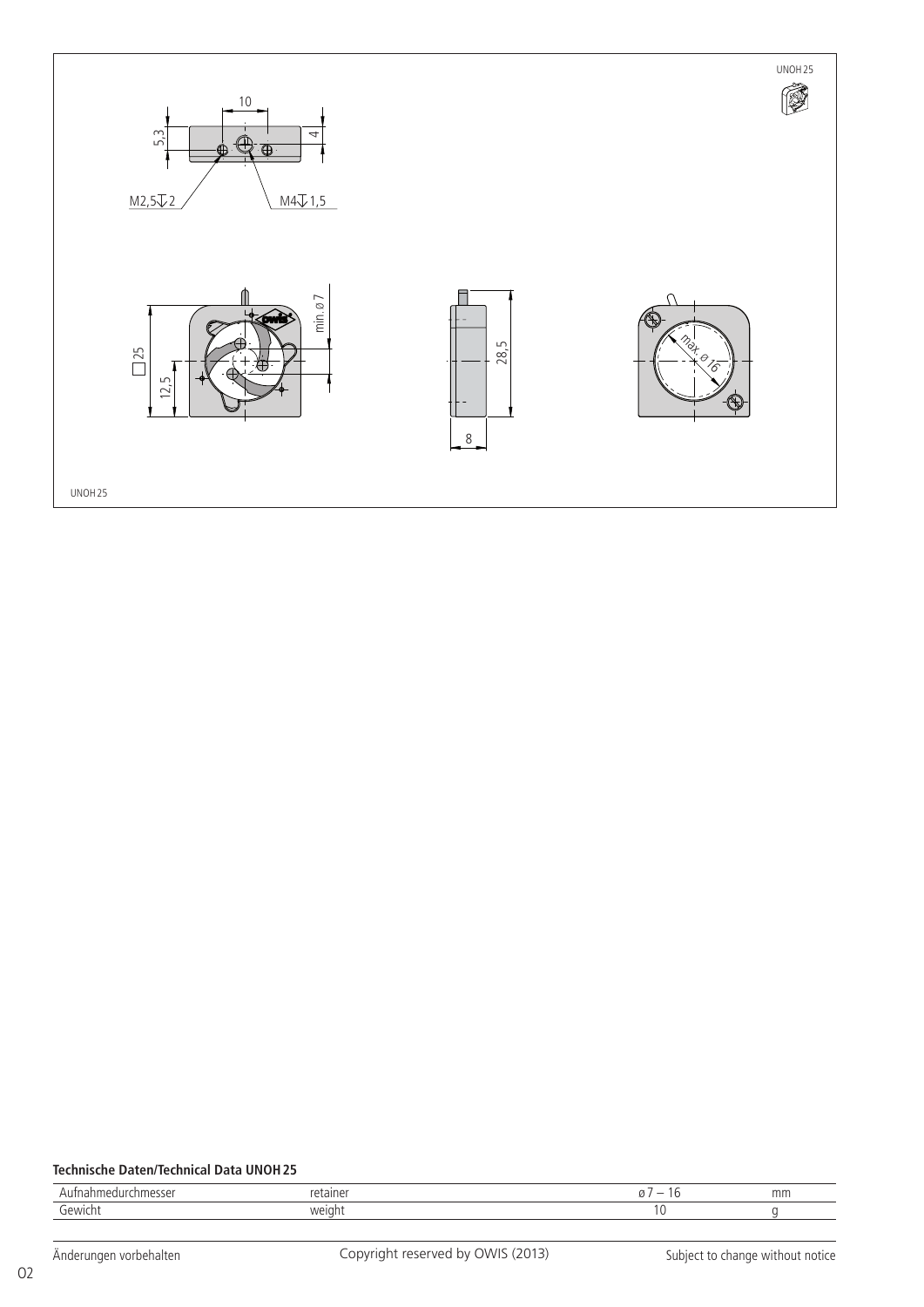UNOH 25

10

5,3

4

M2,5↧2

M4↧1,5

min. ø 7

□25

12,5

28,5

8

max. ø 16

UNOH 25

**Technische Daten/Technical Data UNOH 25**

| | | | |
|---|---|---|---|
| Aufnahmedurchmesser | retainer | ø 7 – 16 | mm |
| Gewicht | weight | 10 | g |

Änderungen vorbehalten — Copyright reserved by OWIS (2013) — Subject to change without notice